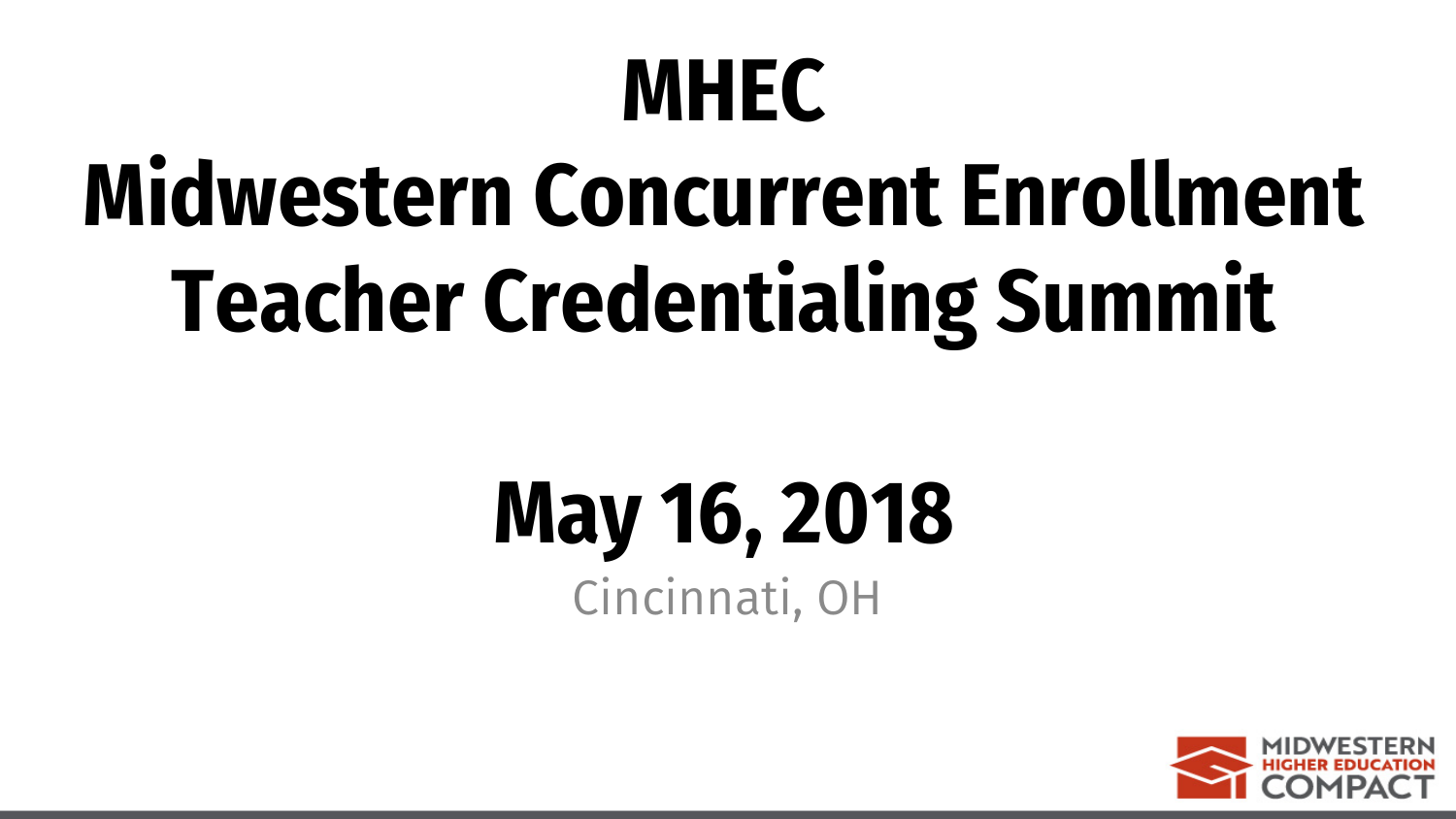# MHEC
# Midwestern Concurrent Enrollment Teacher Credentialing Summit

## May 16, 2018

Cincinnati, OH

MIDWESTERN HIGHER EDUCATION COMPACT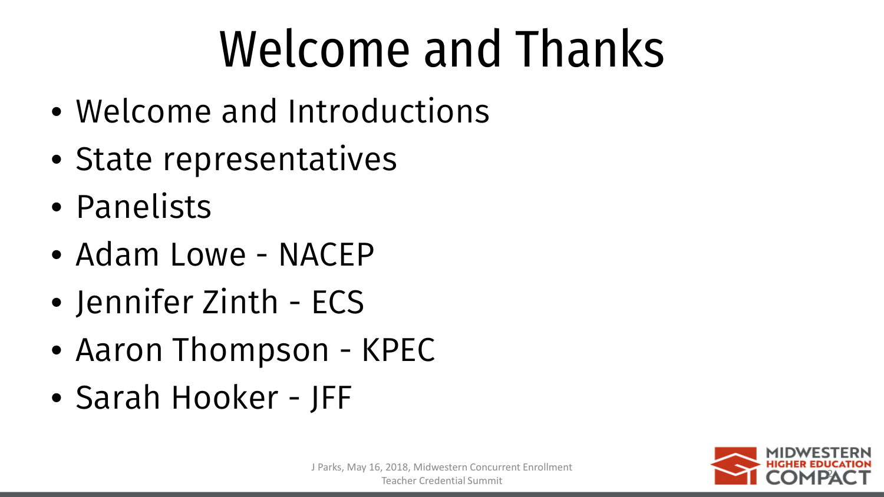# Welcome and Thanks

- Welcome and Introductions
- State representatives
- Panelists
- Adam Lowe - NACEP
- Jennifer Zinth - ECS
- Aaron Thompson - KPEC
- Sarah Hooker - JFF

J Parks, May 16, 2018, Midwestern Concurrent Enrollment Teacher Credential Summit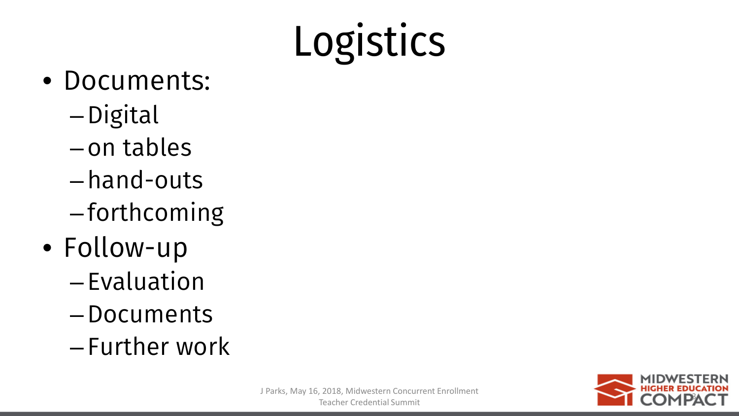# Logistics

- Documents:
  - Digital
  - on tables
  - hand-outs
  - forthcoming
- Follow-up
  - Evaluation
  - Documents
  - Further work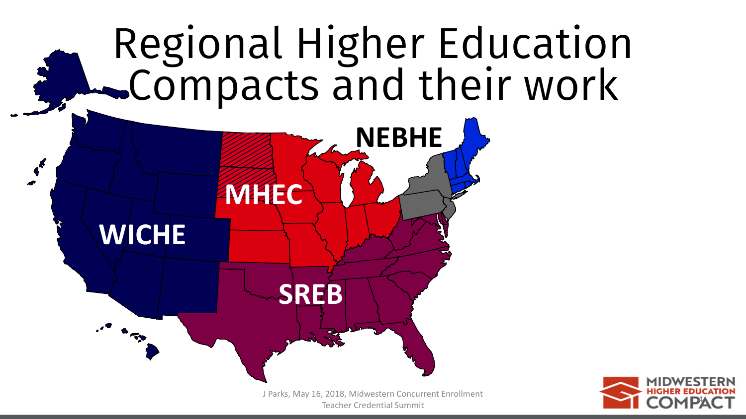# Regional Higher Education Compacts and their work

NEBHE

MHEC

WICHE

SREB

J Parks, May 16, 2018, Midwestern Concurrent Enrollment Teacher Credential Summit

MIDWESTERN HIGHER EDUCATION COMPACT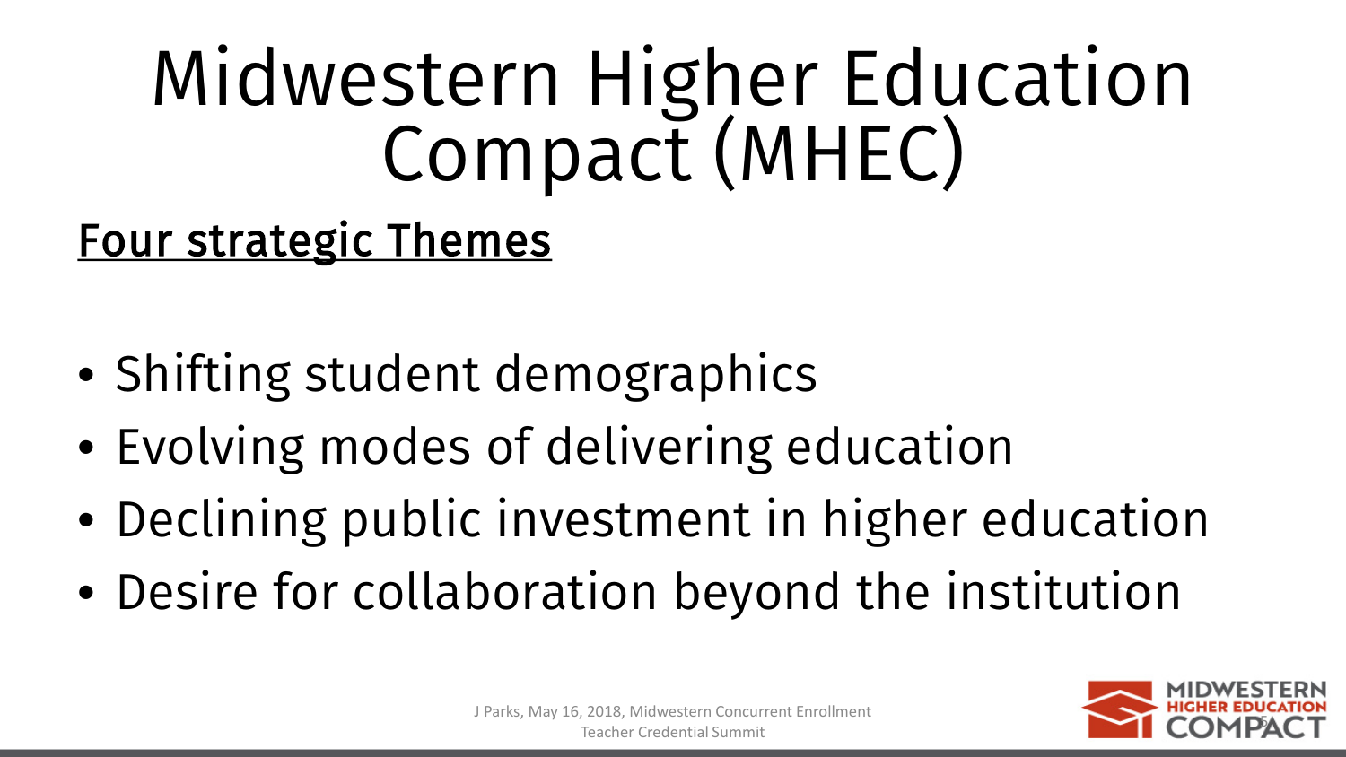# Midwestern Higher Education Compact (MHEC)

## Four strategic Themes

- Shifting student demographics
- Evolving modes of delivering education
- Declining public investment in higher education
- Desire for collaboration beyond the institution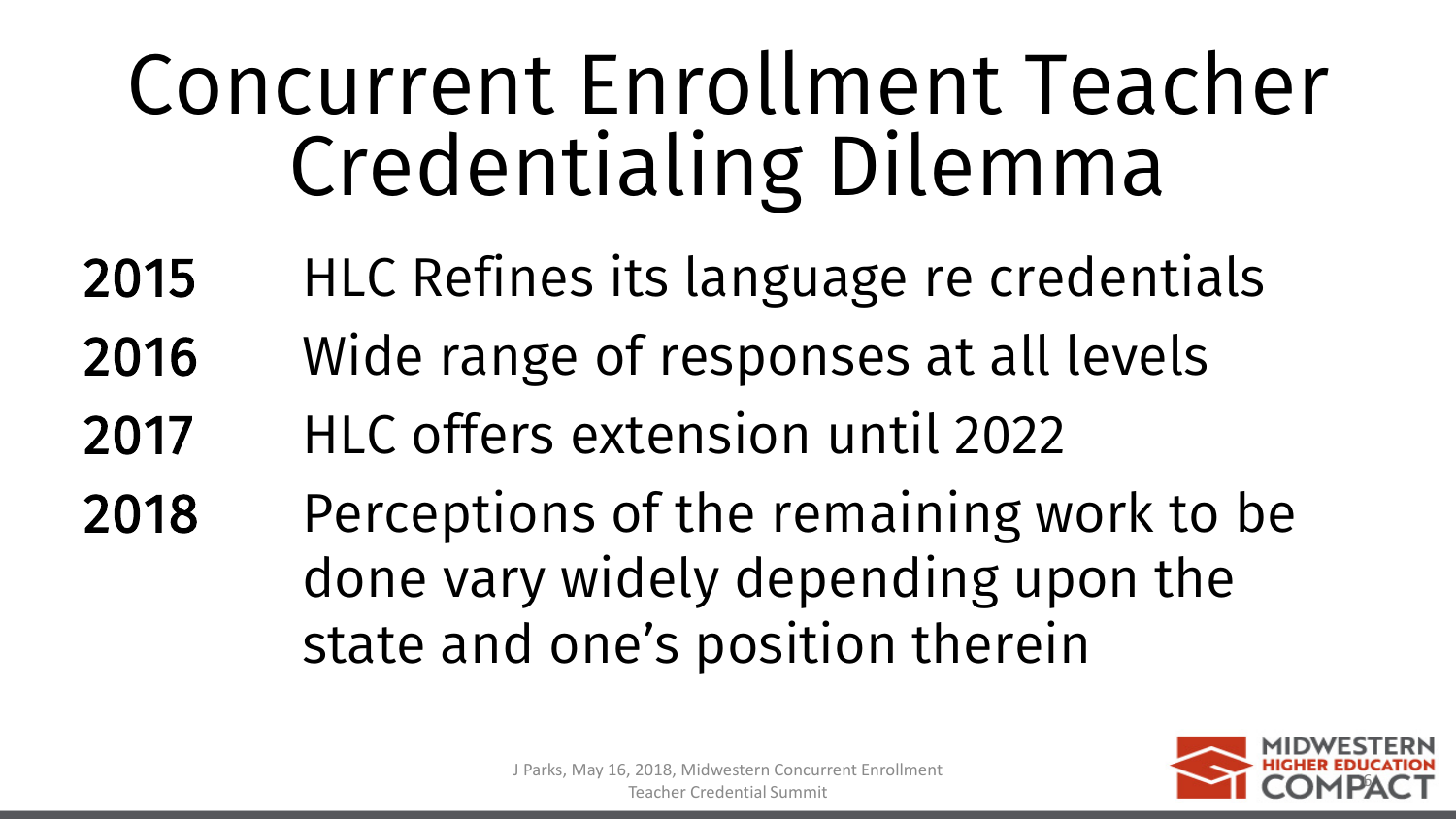# Concurrent Enrollment Teacher Credentialing Dilemma

- **2015** HLC Refines its language re credentials
- **2016** Wide range of responses at all levels
- **2017** HLC offers extension until 2022
- **2018** Perceptions of the remaining work to be done vary widely depending upon the state and one's position therein

J Parks, May 16, 2018, Midwestern Concurrent Enrollment Teacher Credential Summit

MIDWESTERN HIGHER EDUCATION COMPACT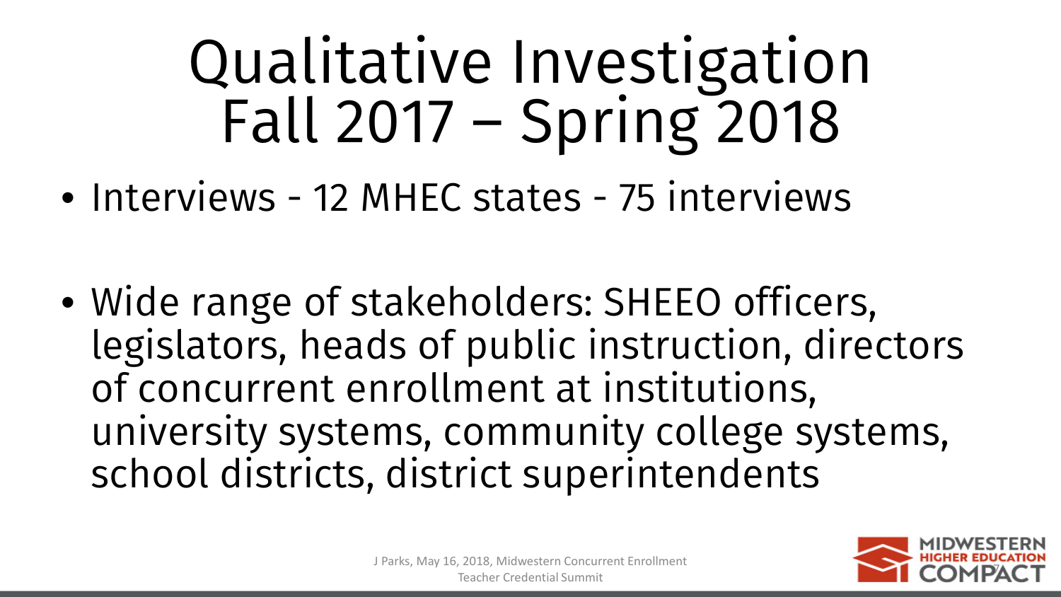# Qualitative Investigation Fall 2017 – Spring 2018

- Interviews - 12 MHEC states - 75 interviews
- Wide range of stakeholders: SHEEO officers, legislators, heads of public instruction, directors of concurrent enrollment at institutions, university systems, community college systems, school districts, district superintendents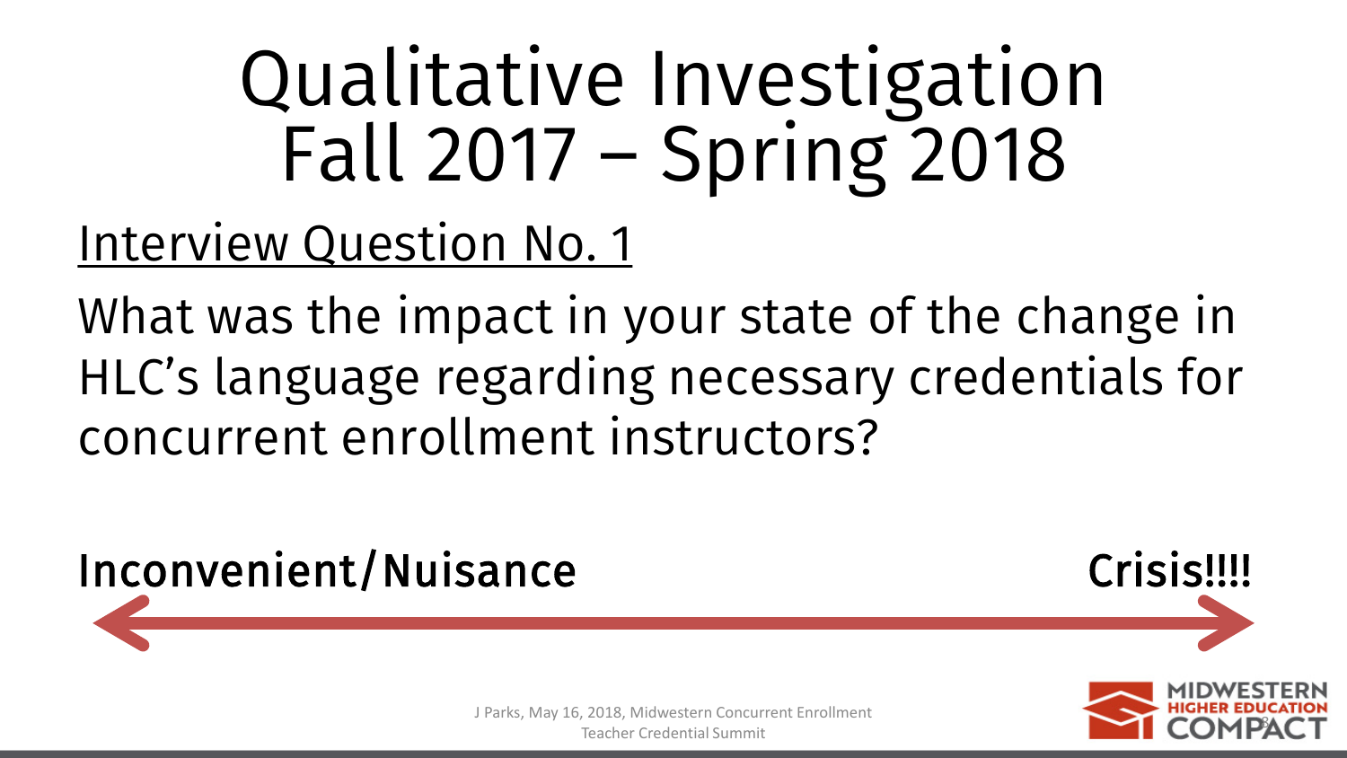# Qualitative Investigation
# Fall 2017 – Spring 2018

Interview Question No. 1

What was the impact in your state of the change in HLC's language regarding necessary credentials for concurrent enrollment instructors?

**Inconvenient/Nuisance** ⟷ **Crisis!!!!**

J Parks, May 16, 2018, Midwestern Concurrent Enrollment Teacher Credential Summit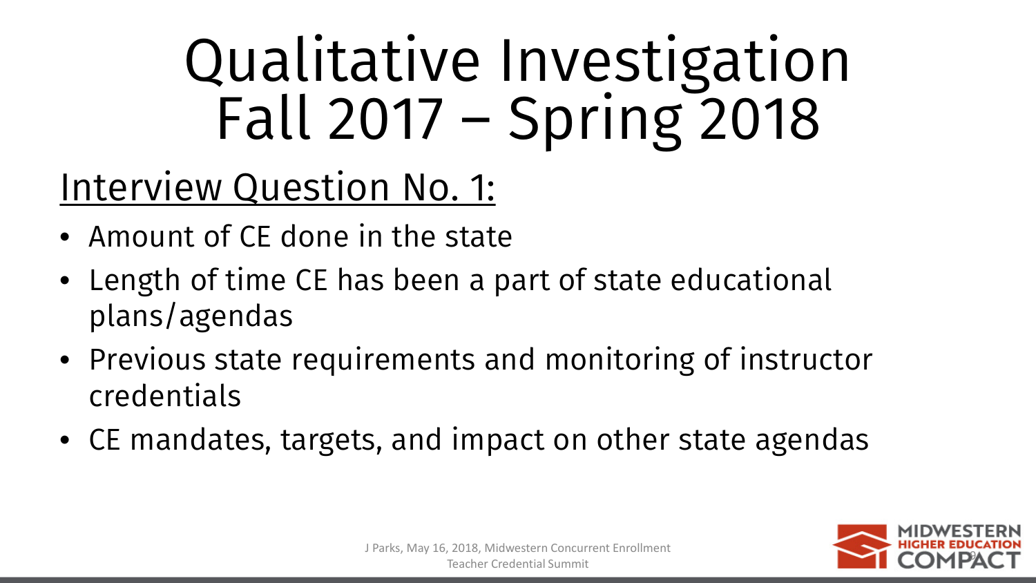# Qualitative Investigation Fall 2017 – Spring 2018

## Interview Question No. 1:

- Amount of CE done in the state
- Length of time CE has been a part of state educational plans/agendas
- Previous state requirements and monitoring of instructor credentials
- CE mandates, targets, and impact on other state agendas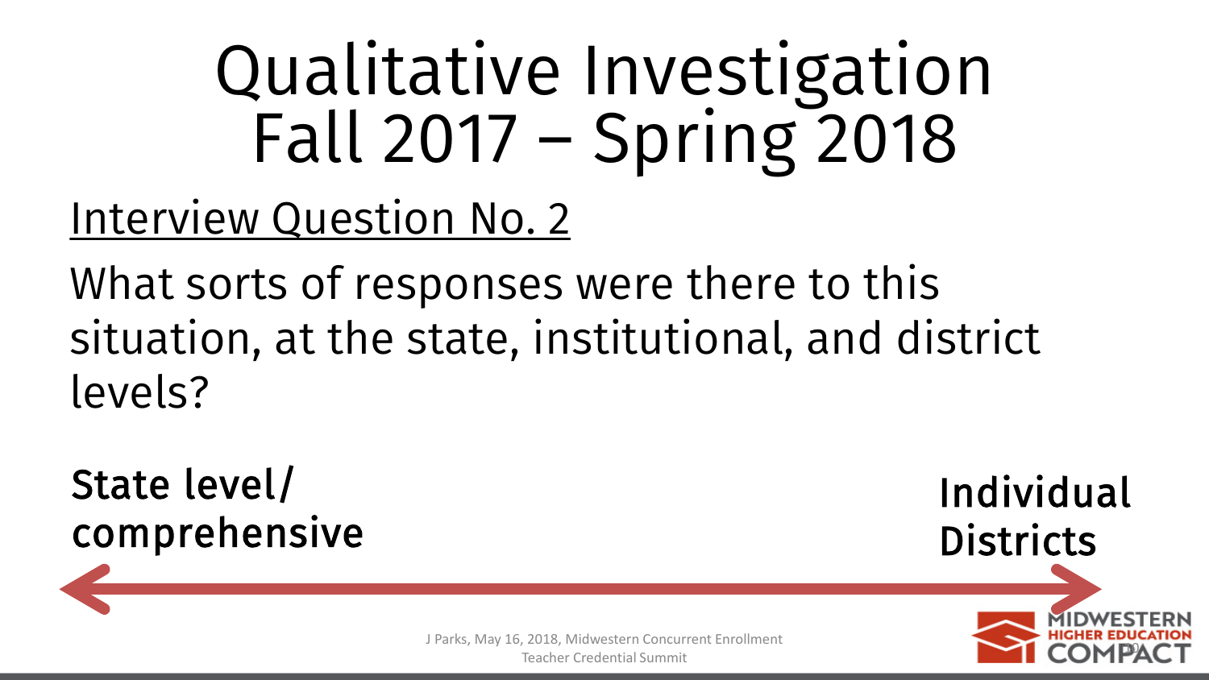# Qualitative Investigation Fall 2017 – Spring 2018

Interview Question No. 2

What sorts of responses were there to this situation, at the state, institutional, and district levels?

**State level/ comprehensive** ⟷ **Individual Districts**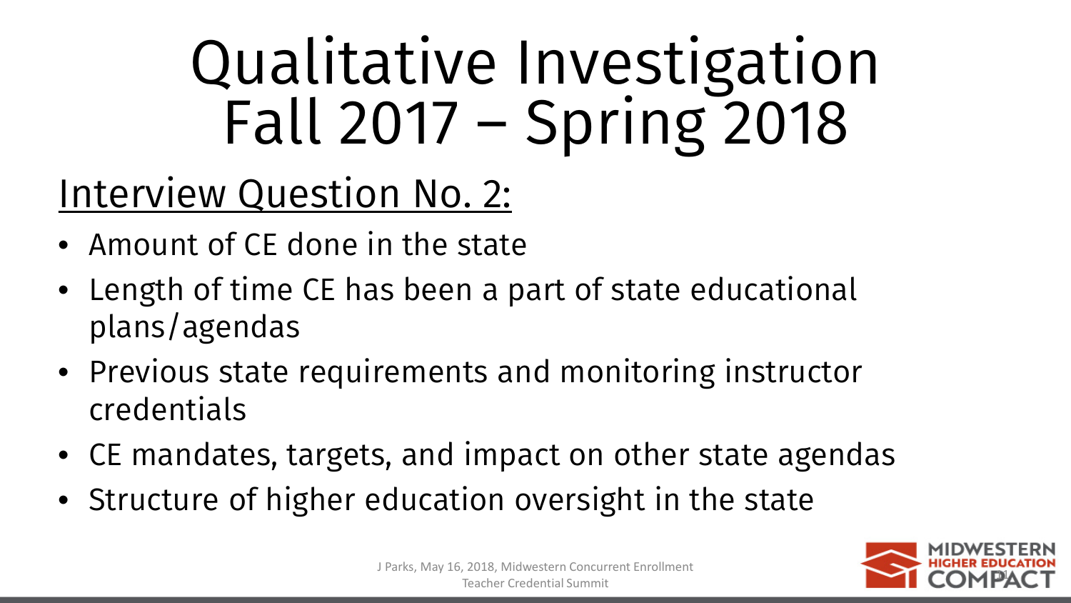# Qualitative Investigation Fall 2017 – Spring 2018

## Interview Question No. 2:

- Amount of CE done in the state
- Length of time CE has been a part of state educational plans/agendas
- Previous state requirements and monitoring instructor credentials
- CE mandates, targets, and impact on other state agendas
- Structure of higher education oversight in the state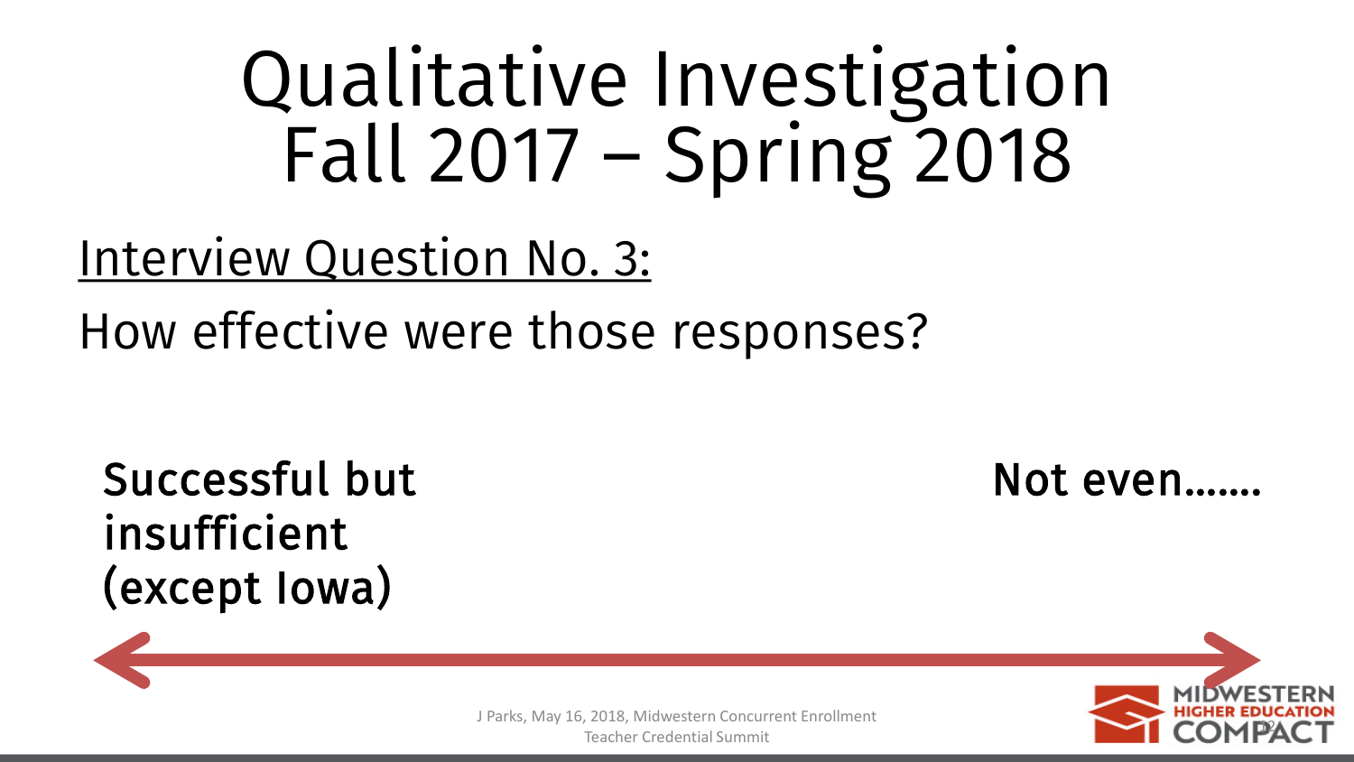# Qualitative Investigation Fall 2017 – Spring 2018

Interview Question No. 3:

How effective were those responses?

**Successful but insufficient (except Iowa)**

**Not even…….**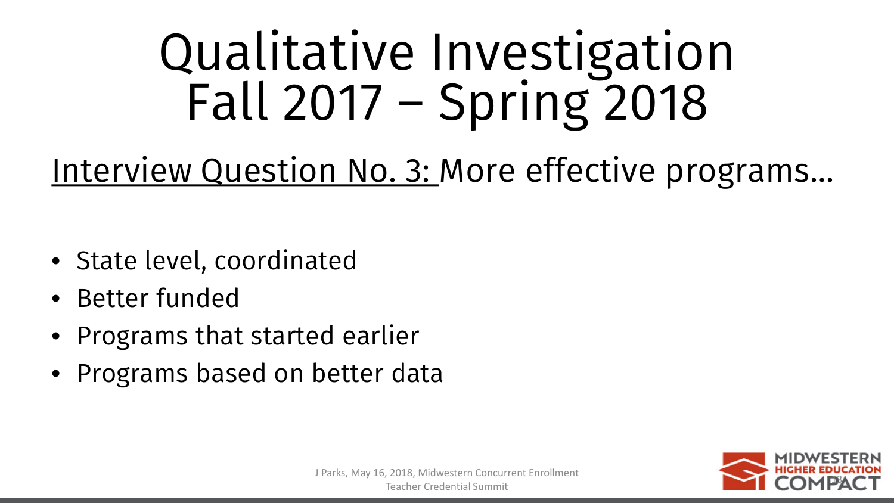# Qualitative Investigation Fall 2017 – Spring 2018

Interview Question No. 3: More effective programs…

- State level, coordinated
- Better funded
- Programs that started earlier
- Programs based on better data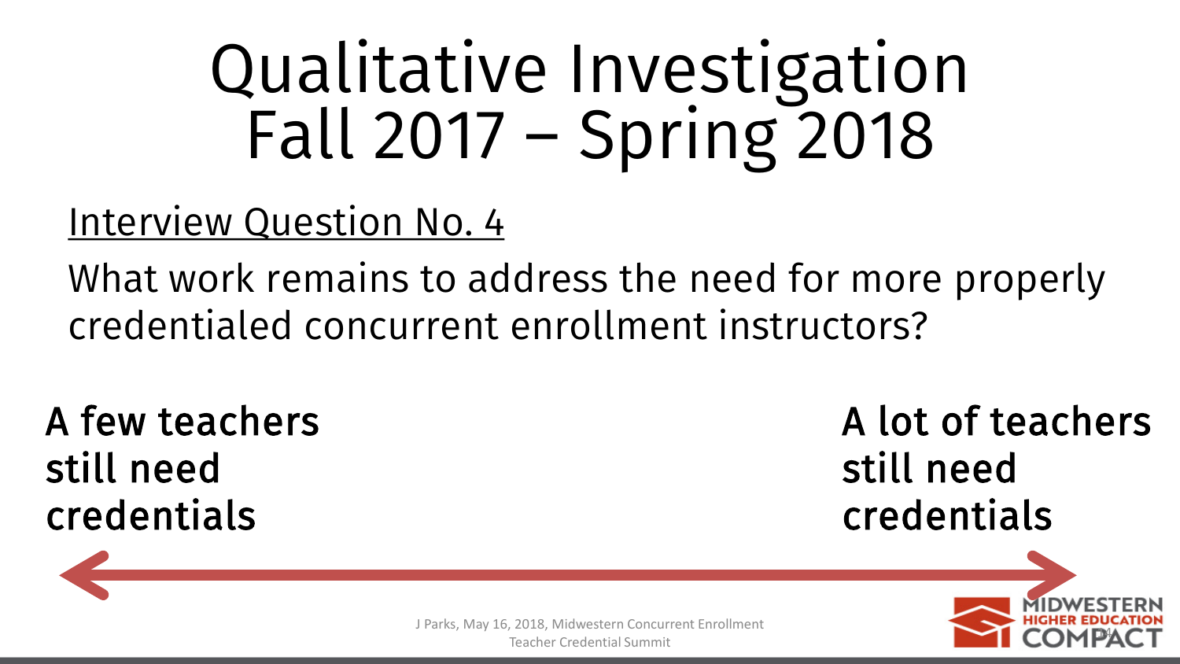# Qualitative Investigation Fall 2017 – Spring 2018

<u>Interview Question No. 4</u>

What work remains to address the need for more properly credentialed concurrent enrollment instructors?

**A few teachers still need credentials**

**A lot of teachers still need credentials**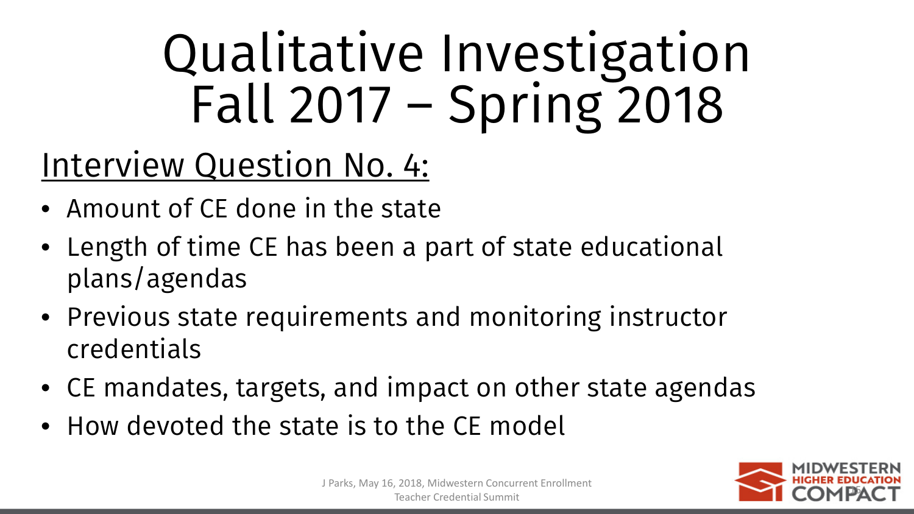# Qualitative Investigation Fall 2017 – Spring 2018

## Interview Question No. 4:

- Amount of CE done in the state
- Length of time CE has been a part of state educational plans/agendas
- Previous state requirements and monitoring instructor credentials
- CE mandates, targets, and impact on other state agendas
- How devoted the state is to the CE model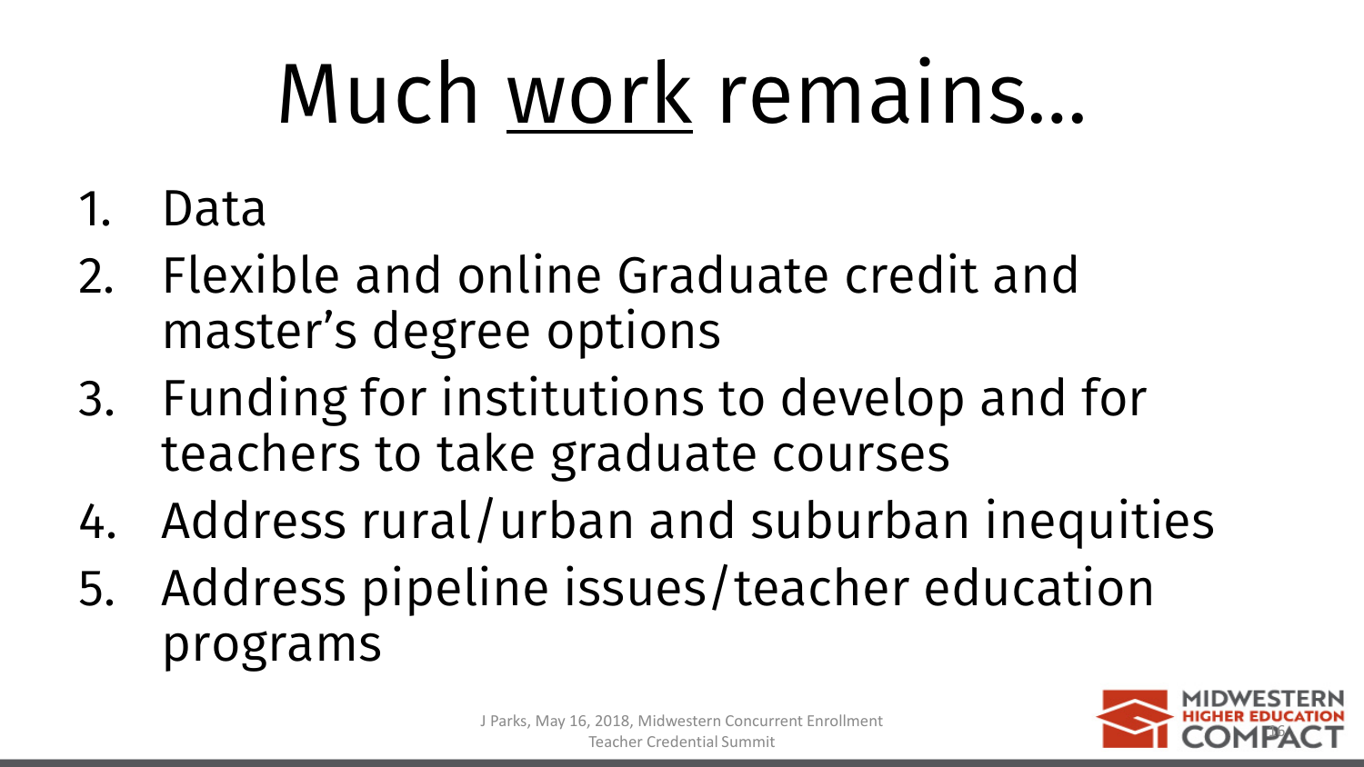# Much work remains…

1. Data
2. Flexible and online Graduate credit and master's degree options
3. Funding for institutions to develop and for teachers to take graduate courses
4. Address rural/urban and suburban inequities
5. Address pipeline issues/teacher education programs

J Parks, May 16, 2018, Midwestern Concurrent Enrollment Teacher Credential Summit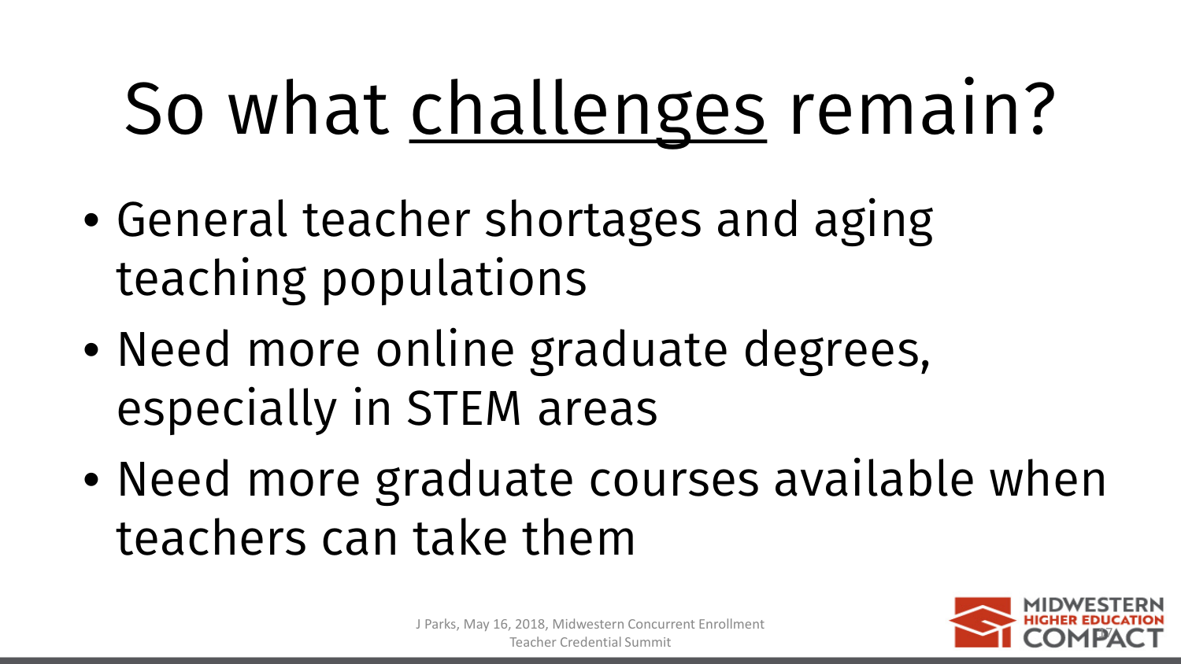# So what challenges remain?

- General teacher shortages and aging teaching populations
- Need more online graduate degrees, especially in STEM areas
- Need more graduate courses available when teachers can take them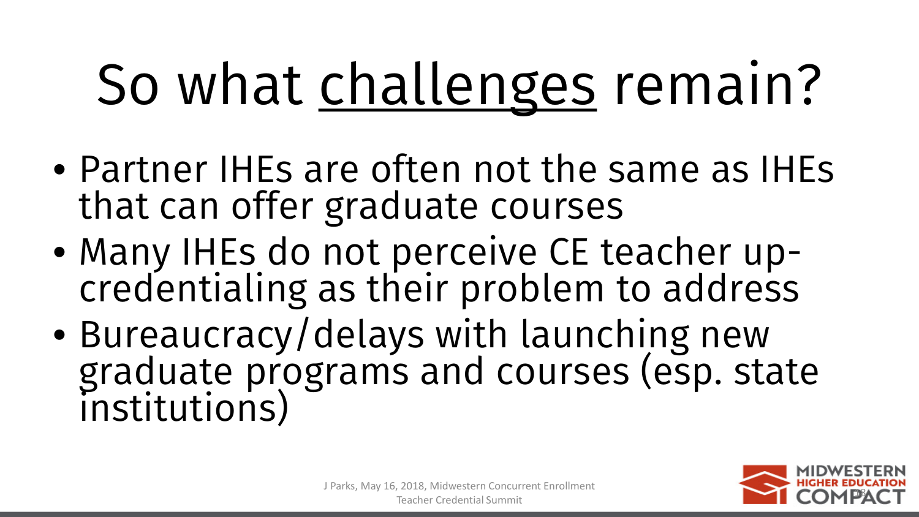# So what challenges remain?

- Partner IHEs are often not the same as IHEs that can offer graduate courses
- Many IHEs do not perceive CE teacher up-credentialing as their problem to address
- Bureaucracy/delays with launching new graduate programs and courses (esp. state institutions)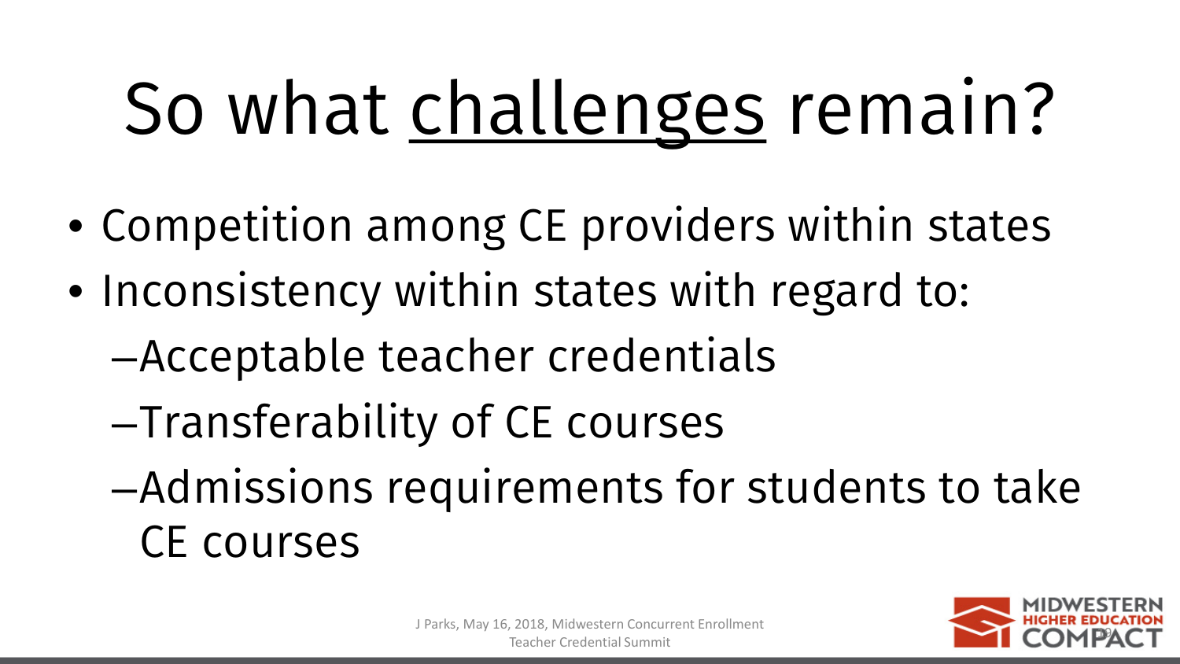# So what challenges remain?

- Competition among CE providers within states
- Inconsistency within states with regard to:
  - Acceptable teacher credentials
  - Transferability of CE courses
  - Admissions requirements for students to take CE courses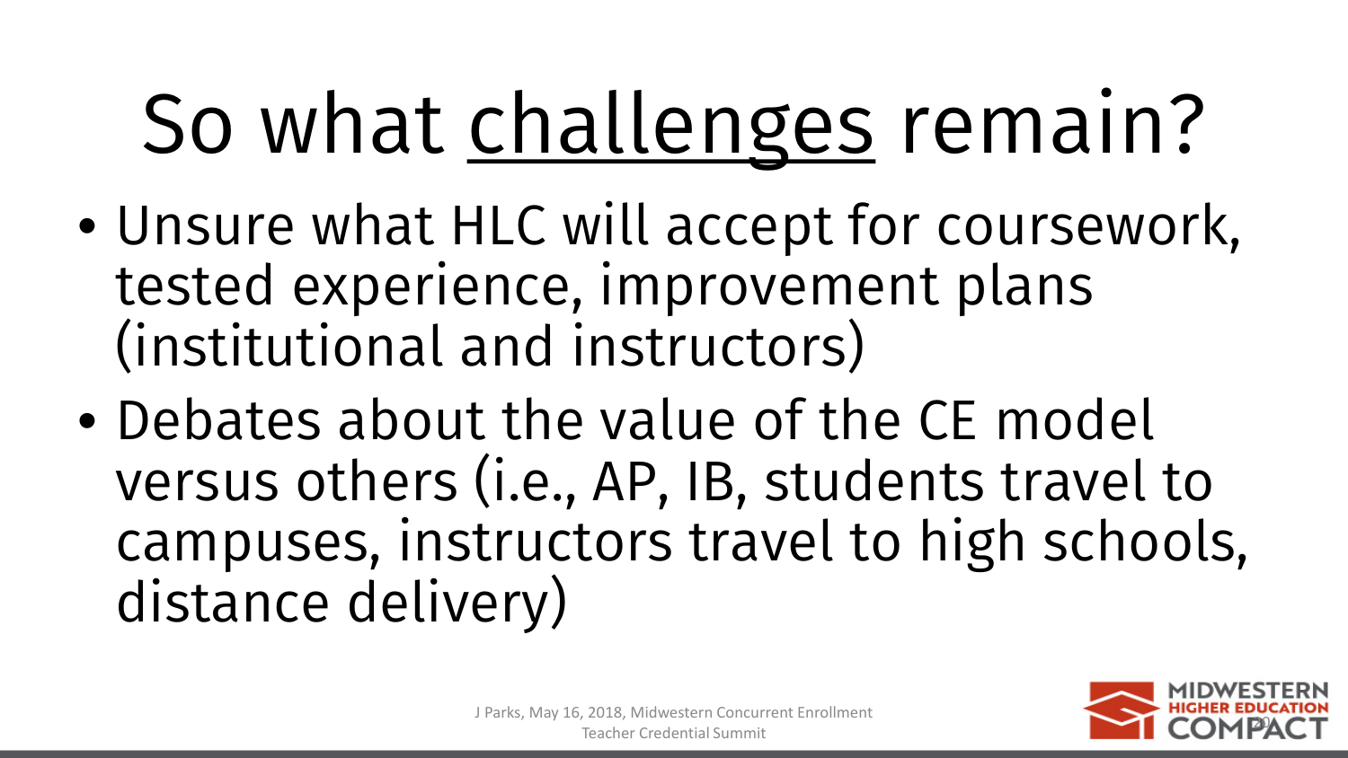# So what challenges remain?

- Unsure what HLC will accept for coursework, tested experience, improvement plans (institutional and instructors)
- Debates about the value of the CE model versus others (i.e., AP, IB, students travel to campuses, instructors travel to high schools, distance delivery)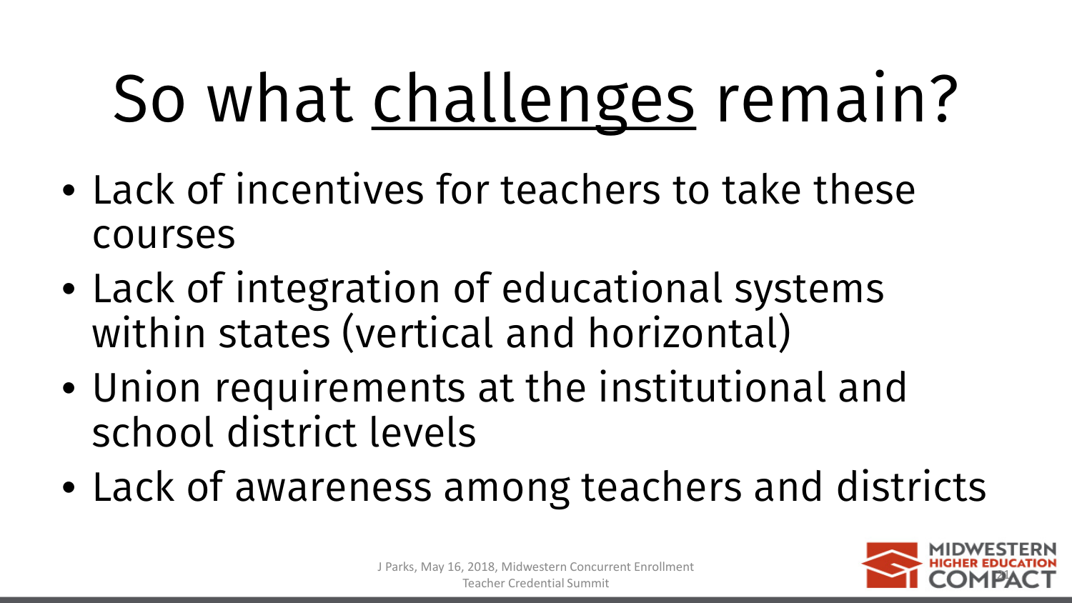# So what challenges remain?

- Lack of incentives for teachers to take these courses
- Lack of integration of educational systems within states (vertical and horizontal)
- Union requirements at the institutional and school district levels
- Lack of awareness among teachers and districts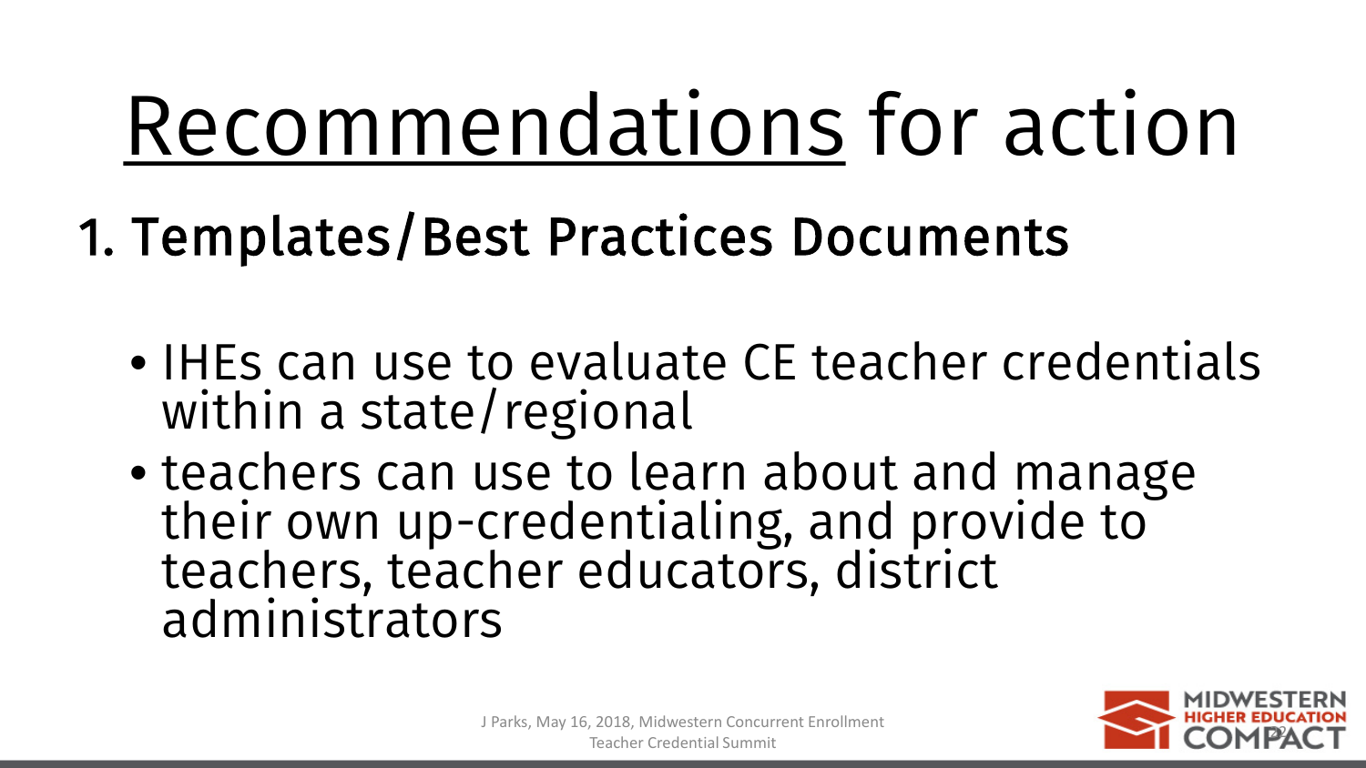# Recommendations for action

## 1. Templates/Best Practices Documents

- IHEs can use to evaluate CE teacher credentials within a state/regional
- teachers can use to learn about and manage their own up-credentialing, and provide to teachers, teacher educators, district administrators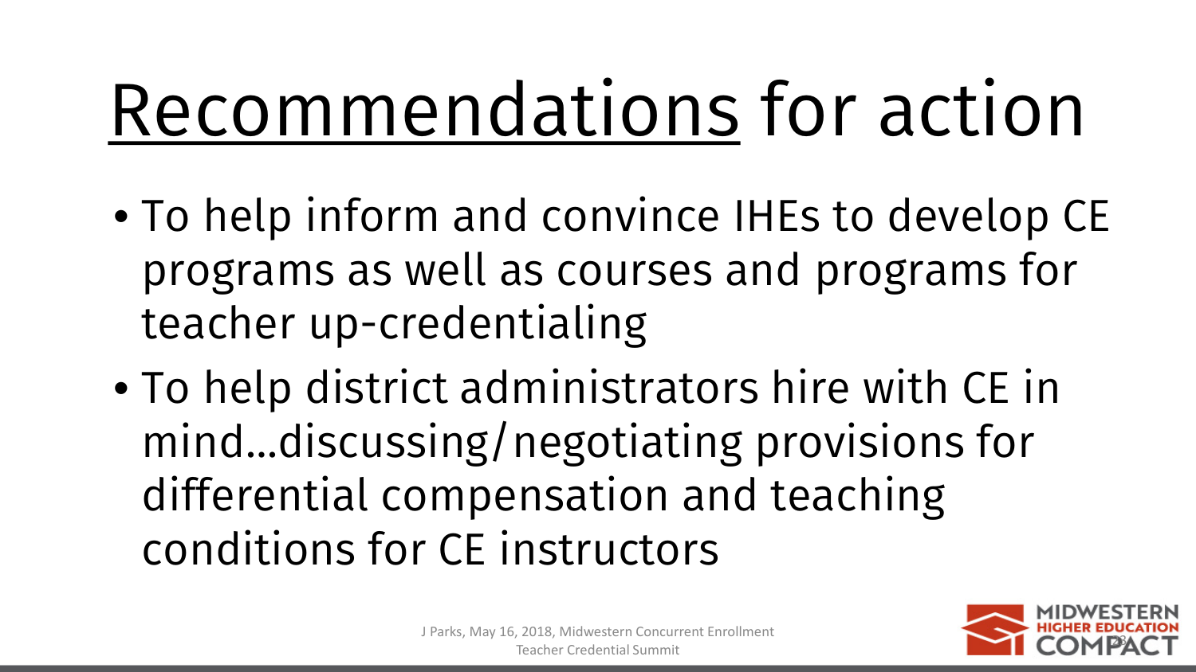# Recommendations for action

- To help inform and convince IHEs to develop CE programs as well as courses and programs for teacher up-credentialing
- To help district administrators hire with CE in mind…discussing/negotiating provisions for differential compensation and teaching conditions for CE instructors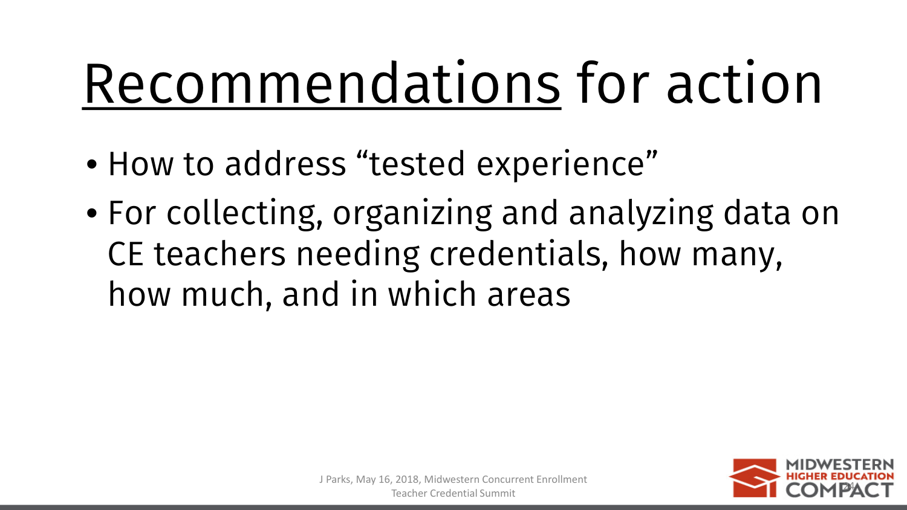# Recommendations for action

- How to address “tested experience”
- For collecting, organizing and analyzing data on CE teachers needing credentials, how many, how much, and in which areas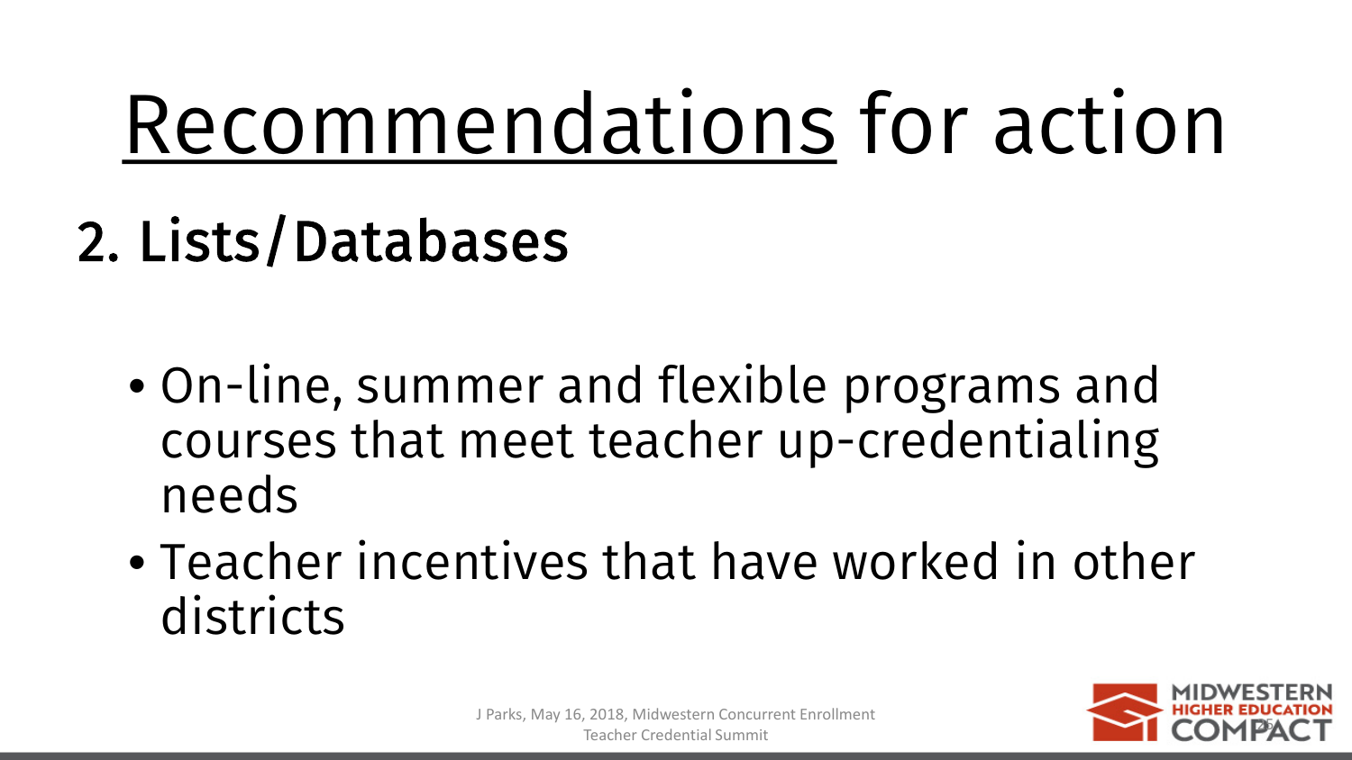# Recommendations for action

## 2. Lists/Databases

- On-line, summer and flexible programs and courses that meet teacher up-credentialing needs
- Teacher incentives that have worked in other districts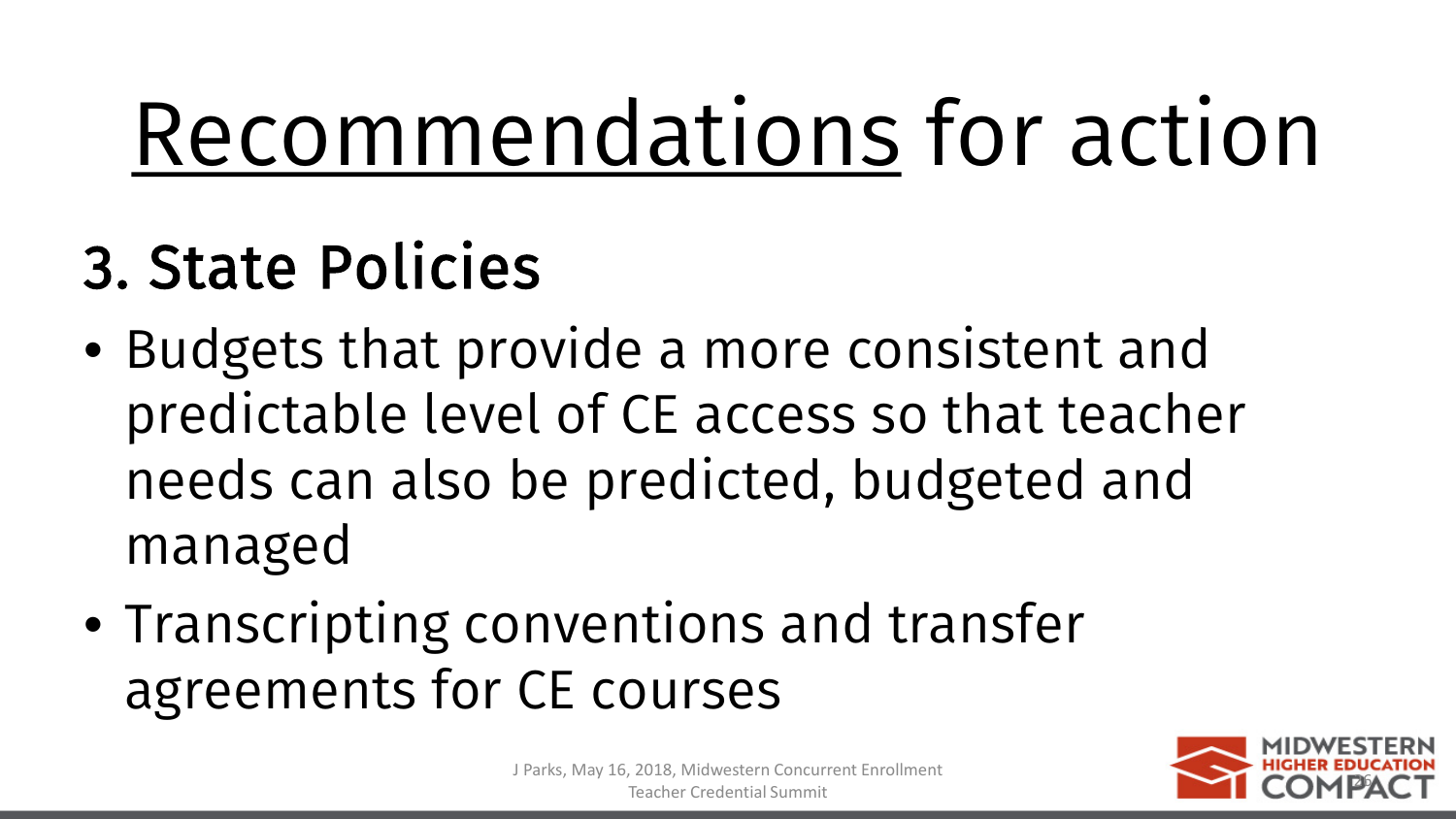# Recommendations for action

## 3. State Policies

- Budgets that provide a more consistent and predictable level of CE access so that teacher needs can also be predicted, budgeted and managed
- Transcripting conventions and transfer agreements for CE courses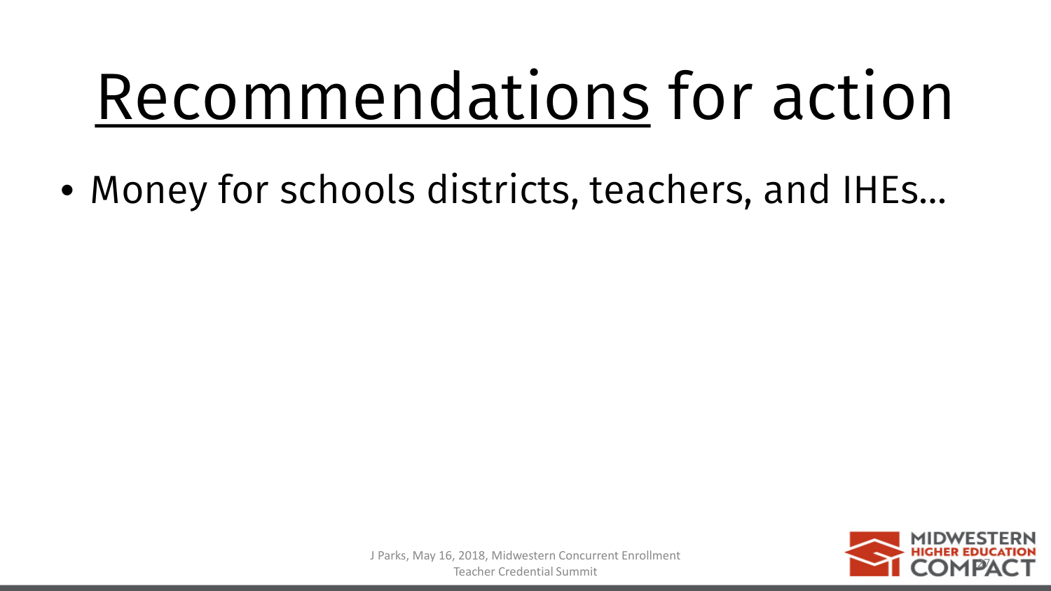# Recommendations for action

- Money for schools districts, teachers, and IHEs…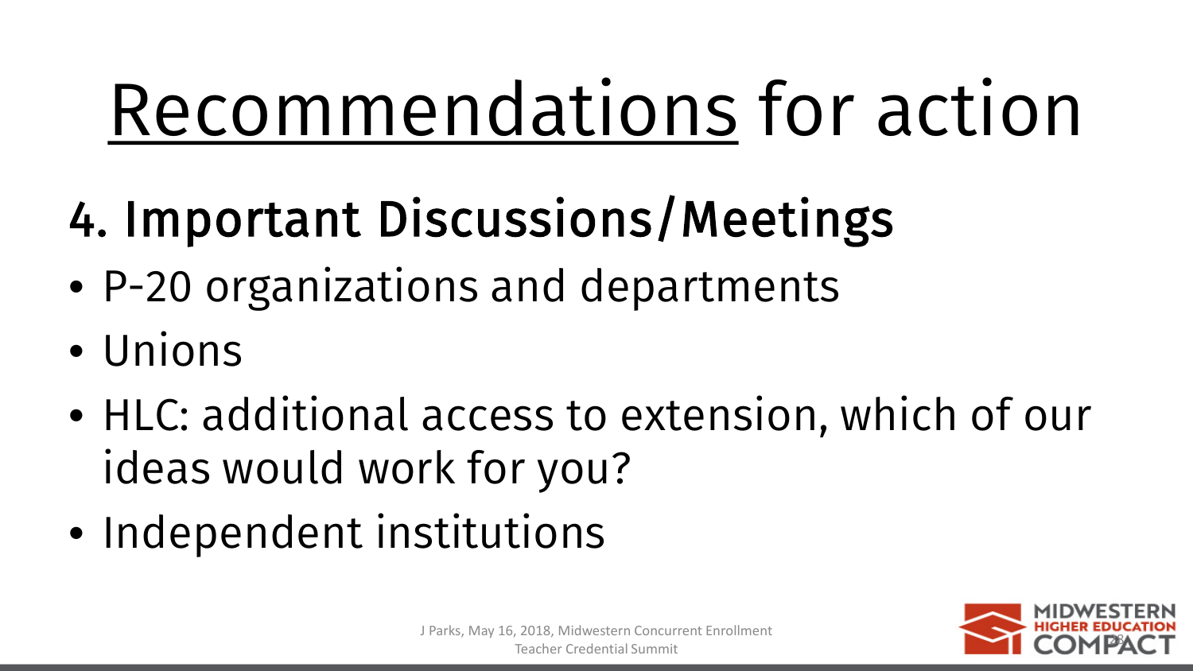# Recommendations for action

## 4. Important Discussions/Meetings

- P-20 organizations and departments
- Unions
- HLC: additional access to extension, which of our ideas would work for you?
- Independent institutions

J Parks, May 16, 2018, Midwestern Concurrent Enrollment Teacher Credential Summit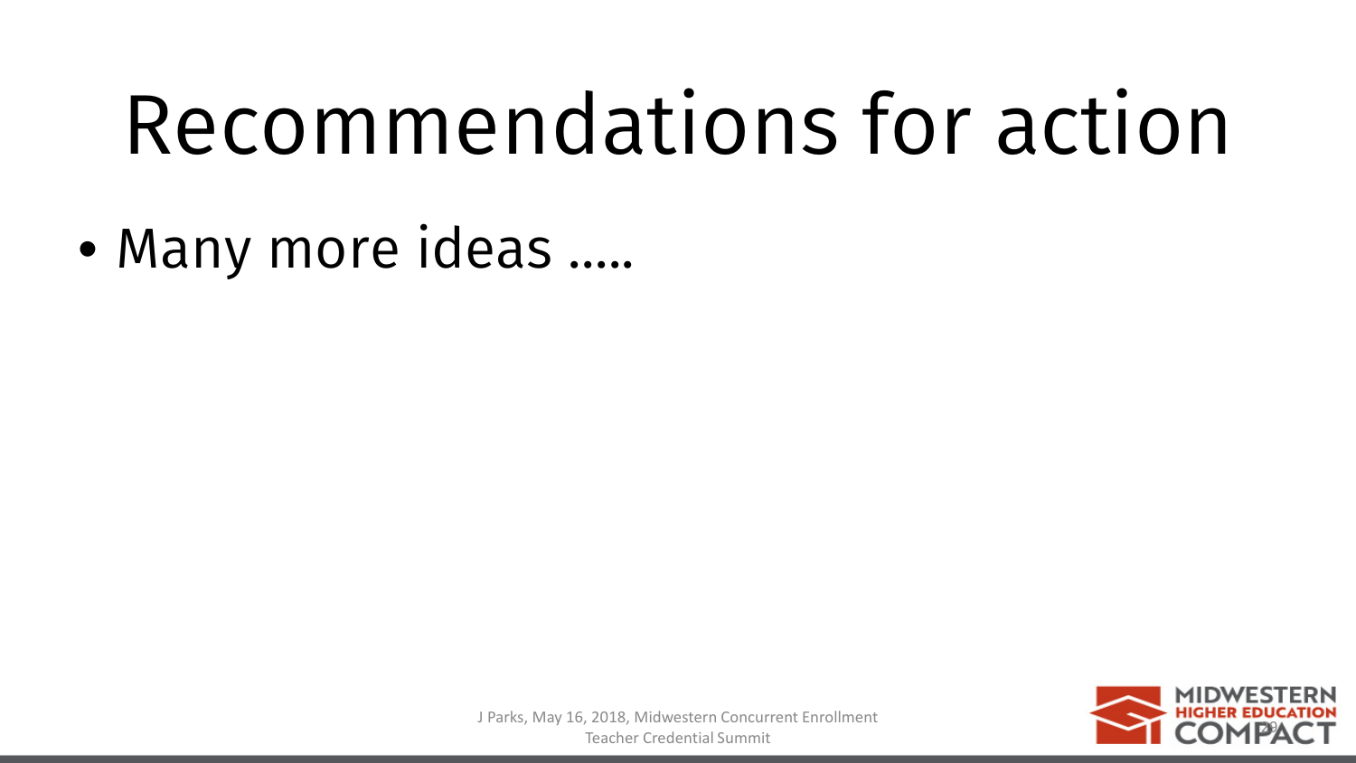# Recommendations for action

- Many more ideas .....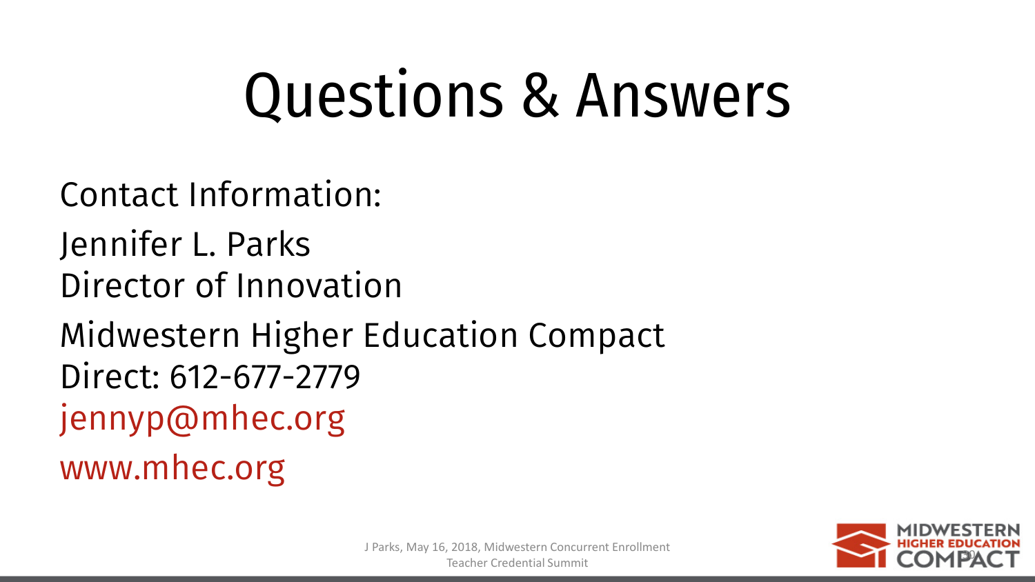# Questions & Answers

Contact Information:

Jennifer L. Parks
Director of Innovation

Midwestern Higher Education Compact
Direct: 612-677-2779
jennyp@mhec.org

www.mhec.org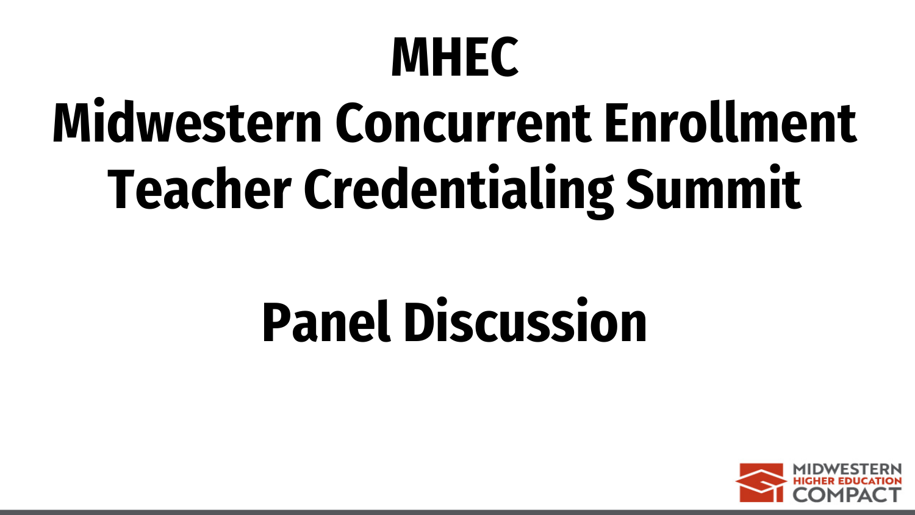# MHEC
# Midwestern Concurrent Enrollment Teacher Credentialing Summit

## Panel Discussion

MIDWESTERN HIGHER EDUCATION COMPACT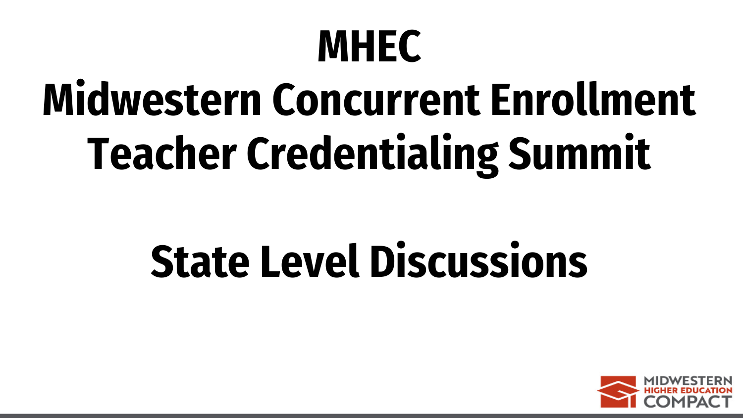# MHEC
# Midwestern Concurrent Enrollment Teacher Credentialing Summit

## State Level Discussions

MIDWESTERN HIGHER EDUCATION COMPACT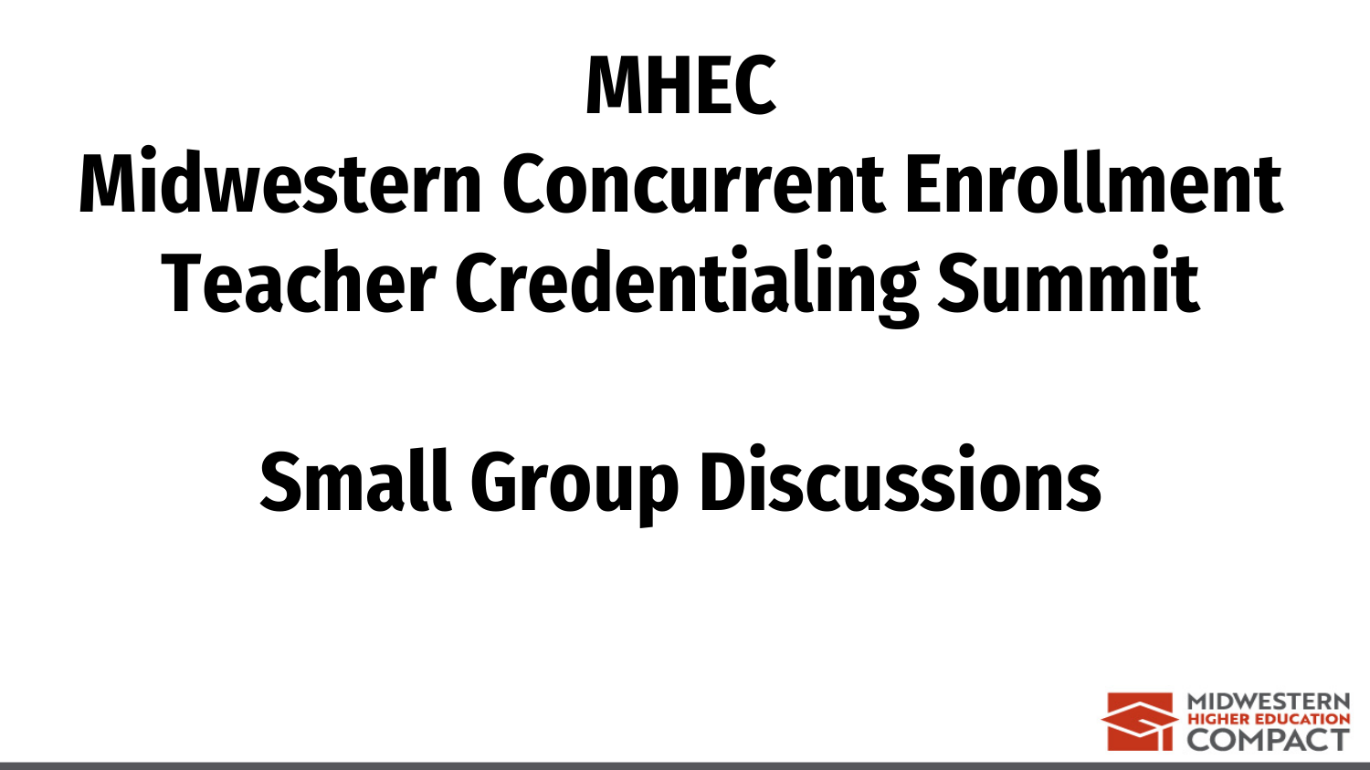# MHEC
# Midwestern Concurrent Enrollment Teacher Credentialing Summit

# Small Group Discussions

MIDWESTERN HIGHER EDUCATION COMPACT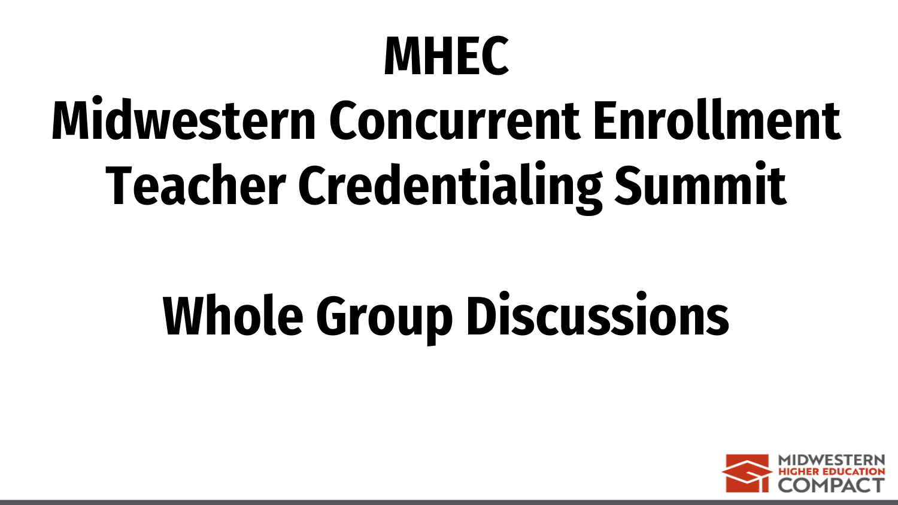# MHEC
# Midwestern Concurrent Enrollment Teacher Credentialing Summit

# Whole Group Discussions

MIDWESTERN HIGHER EDUCATION COMPACT